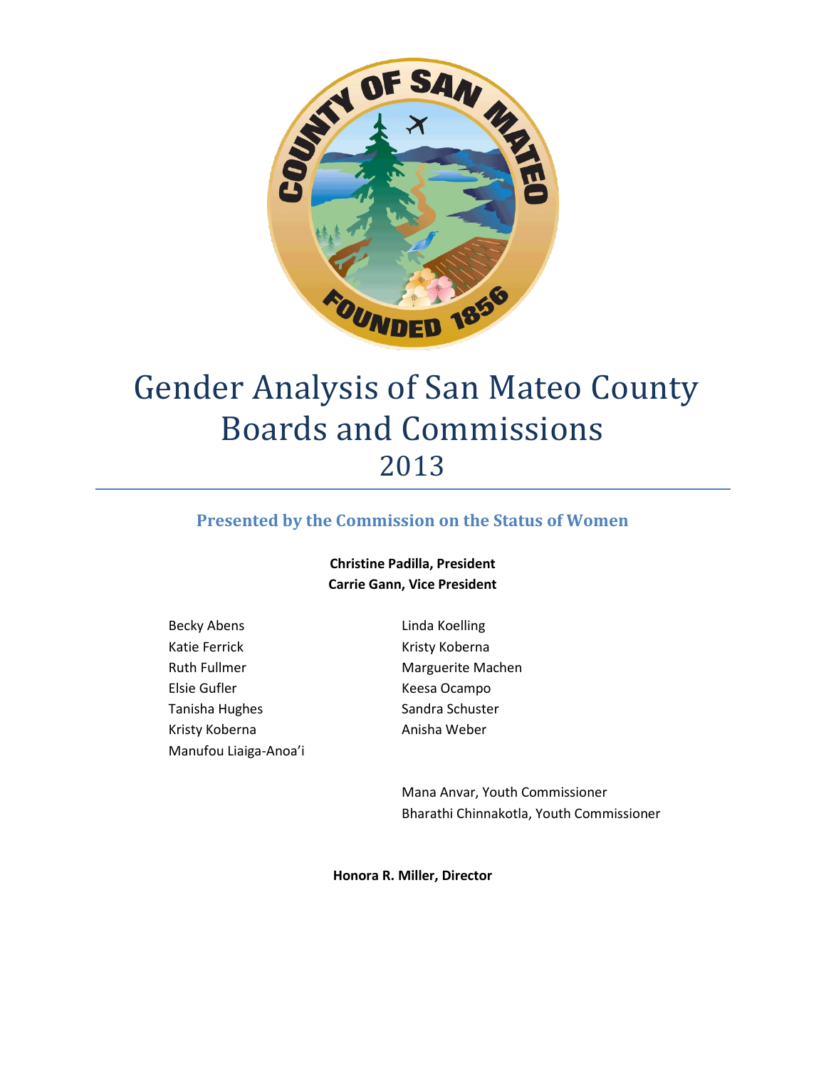# Gender Analysis of San Mateo County Boards and Commissions 2013

## Presented by the Commission on the Status of Women

**Christine Padilla, President**
**Carrie Gann, Vice President**

Becky Abens
Katie Ferrick
Ruth Fullmer
Elsie Gufler
Tanisha Hughes
Kristy Koberna
Manufou Liaiga-Anoa'i
Linda Koelling
Kristy Koberna
Marguerite Machen
Keesa Ocampo
Sandra Schuster
Anisha Weber

Mana Anvar, Youth Commissioner
Bharathi Chinnakotla, Youth Commissioner

**Honora R. Miller, Director**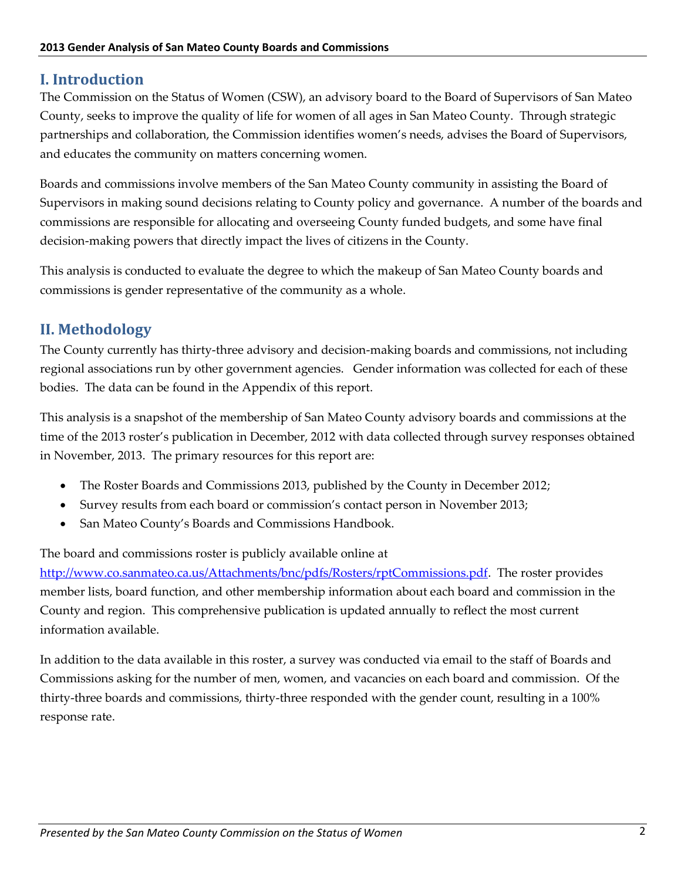## I. Introduction

The Commission on the Status of Women (CSW), an advisory board to the Board of Supervisors of San Mateo County, seeks to improve the quality of life for women of all ages in San Mateo County. Through strategic partnerships and collaboration, the Commission identifies women's needs, advises the Board of Supervisors, and educates the community on matters concerning women.

Boards and commissions involve members of the San Mateo County community in assisting the Board of Supervisors in making sound decisions relating to County policy and governance. A number of the boards and commissions are responsible for allocating and overseeing County funded budgets, and some have final decision-making powers that directly impact the lives of citizens in the County.

This analysis is conducted to evaluate the degree to which the makeup of San Mateo County boards and commissions is gender representative of the community as a whole.

## II. Methodology

The County currently has thirty-three advisory and decision-making boards and commissions, not including regional associations run by other government agencies. Gender information was collected for each of these bodies. The data can be found in the Appendix of this report.

This analysis is a snapshot of the membership of San Mateo County advisory boards and commissions at the time of the 2013 roster's publication in December, 2012 with data collected through survey responses obtained in November, 2013. The primary resources for this report are:

- The Roster Boards and Commissions 2013, published by the County in December 2012;
- Survey results from each board or commission's contact person in November 2013;
- San Mateo County's Boards and Commissions Handbook.

The board and commissions roster is publicly available online at [http://www.co.sanmateo.ca.us/Attachments/bnc/pdfs/Rosters/rptCommissions.pdf](http://www.co.sanmateo.ca.us/Attachments/bnc/pdfs/Rosters/rptCommissions.pdf). The roster provides member lists, board function, and other membership information about each board and commission in the County and region. This comprehensive publication is updated annually to reflect the most current information available.

In addition to the data available in this roster, a survey was conducted via email to the staff of Boards and Commissions asking for the number of men, women, and vacancies on each board and commission. Of the thirty-three boards and commissions, thirty-three responded with the gender count, resulting in a 100% response rate.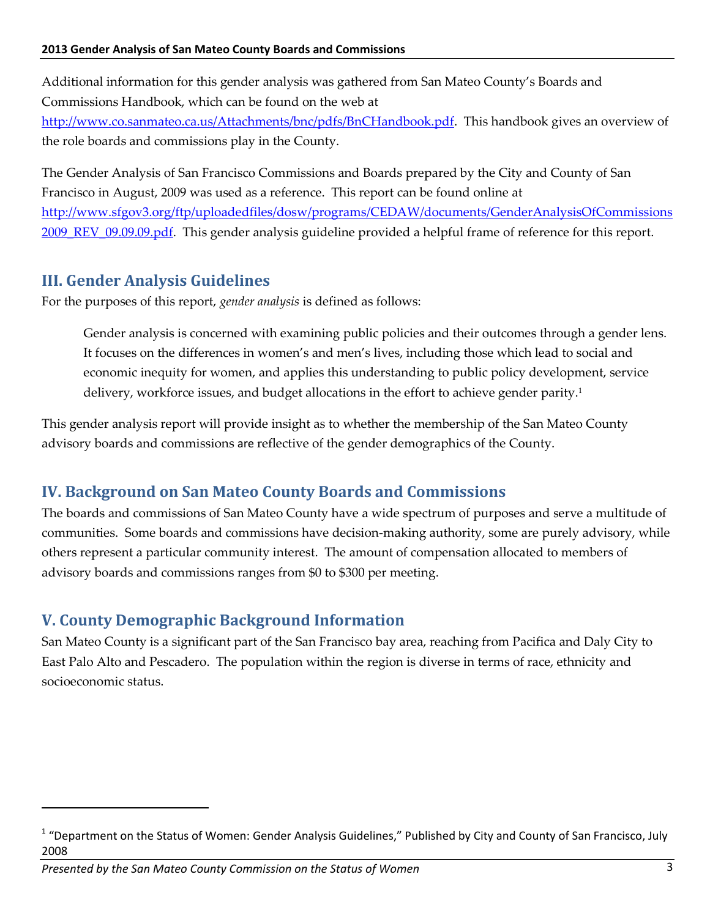Additional information for this gender analysis was gathered from San Mateo County's Boards and Commissions Handbook, which can be found on the web at http://www.co.sanmateo.ca.us/Attachments/bnc/pdfs/BnCHandbook.pdf. This handbook gives an overview of the role boards and commissions play in the County.

The Gender Analysis of San Francisco Commissions and Boards prepared by the City and County of San Francisco in August, 2009 was used as a reference. This report can be found online at http://www.sfgov3.org/ftp/uploadedfiles/dosw/programs/CEDAW/documents/GenderAnalysisOfCommissions2009_REV_09.09.09.pdf. This gender analysis guideline provided a helpful frame of reference for this report.

## III. Gender Analysis Guidelines

For the purposes of this report, *gender analysis* is defined as follows:

> Gender analysis is concerned with examining public policies and their outcomes through a gender lens. It focuses on the differences in women's and men's lives, including those which lead to social and economic inequity for women, and applies this understanding to public policy development, service delivery, workforce issues, and budget allocations in the effort to achieve gender parity.[1]

This gender analysis report will provide insight as to whether the membership of the San Mateo County advisory boards and commissions are reflective of the gender demographics of the County.

## IV. Background on San Mateo County Boards and Commissions

The boards and commissions of San Mateo County have a wide spectrum of purposes and serve a multitude of communities. Some boards and commissions have decision-making authority, some are purely advisory, while others represent a particular community interest. The amount of compensation allocated to members of advisory boards and commissions ranges from $0 to $300 per meeting.

## V. County Demographic Background Information

San Mateo County is a significant part of the San Francisco bay area, reaching from Pacifica and Daly City to East Palo Alto and Pescadero. The population within the region is diverse in terms of race, ethnicity and socioeconomic status.

---

[1] "Department on the Status of Women: Gender Analysis Guidelines," Published by City and County of San Francisco, July 2008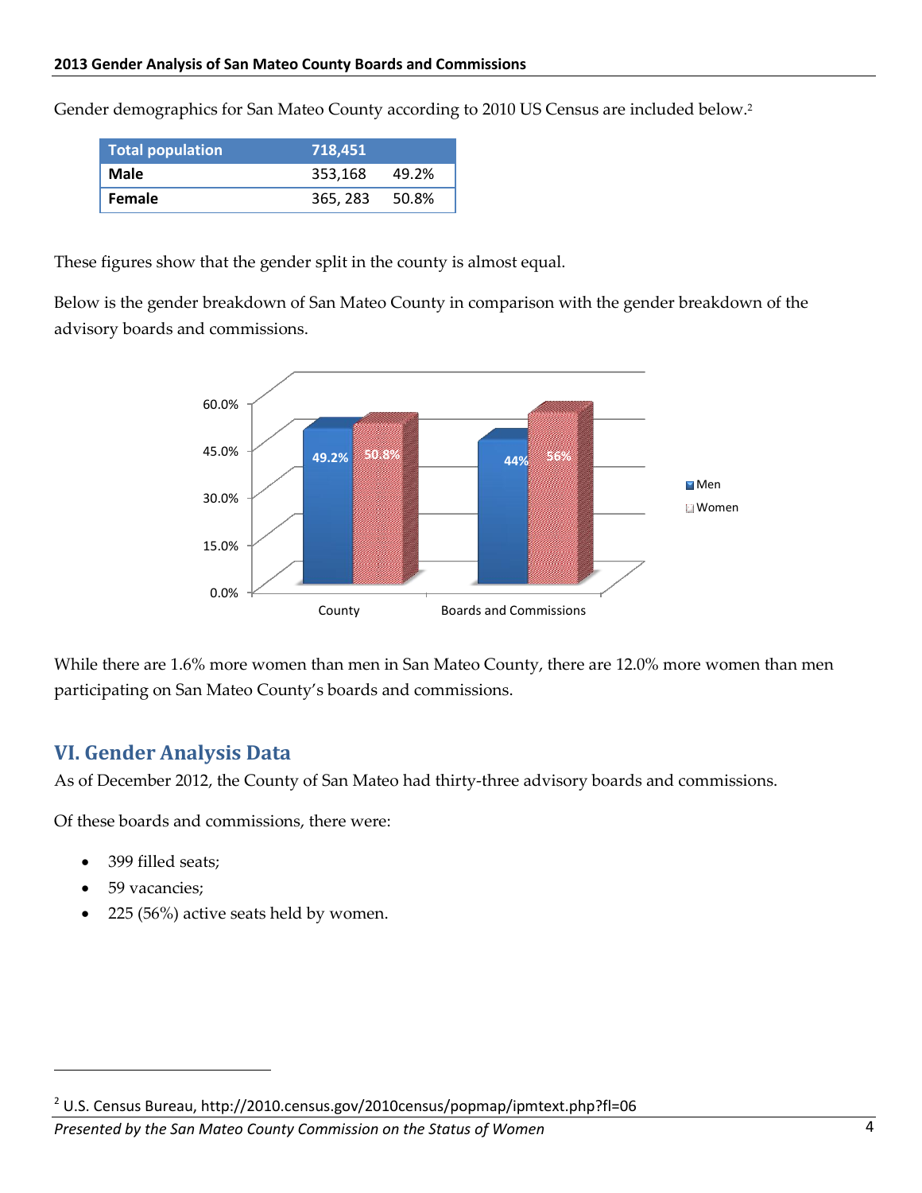Gender demographics for San Mateo County according to 2010 US Census are included below.[2]

| Total population | 718,451 | |
|---|---|---|
| **Male** | 353,168 | 49.2% |
| **Female** | 365, 283 | 50.8% |

These figures show that the gender split in the county is almost equal.

Below is the gender breakdown of San Mateo County in comparison with the gender breakdown of the advisory boards and commissions.

| | Men | Women |
|---|---|---|
| County | 49.2% | 50.8% |
| Boards and Commissions | 44% | 56% |

While there are 1.6% more women than men in San Mateo County, there are 12.0% more women than men participating on San Mateo County's boards and commissions.

## VI. Gender Analysis Data

As of December 2012, the County of San Mateo had thirty-three advisory boards and commissions.

Of these boards and commissions, there were:

- 399 filled seats;
- 59 vacancies;
- 225 (56%) active seats held by women.

[2] U.S. Census Bureau, http://2010.census.gov/2010census/popmap/ipmtext.php?fl=06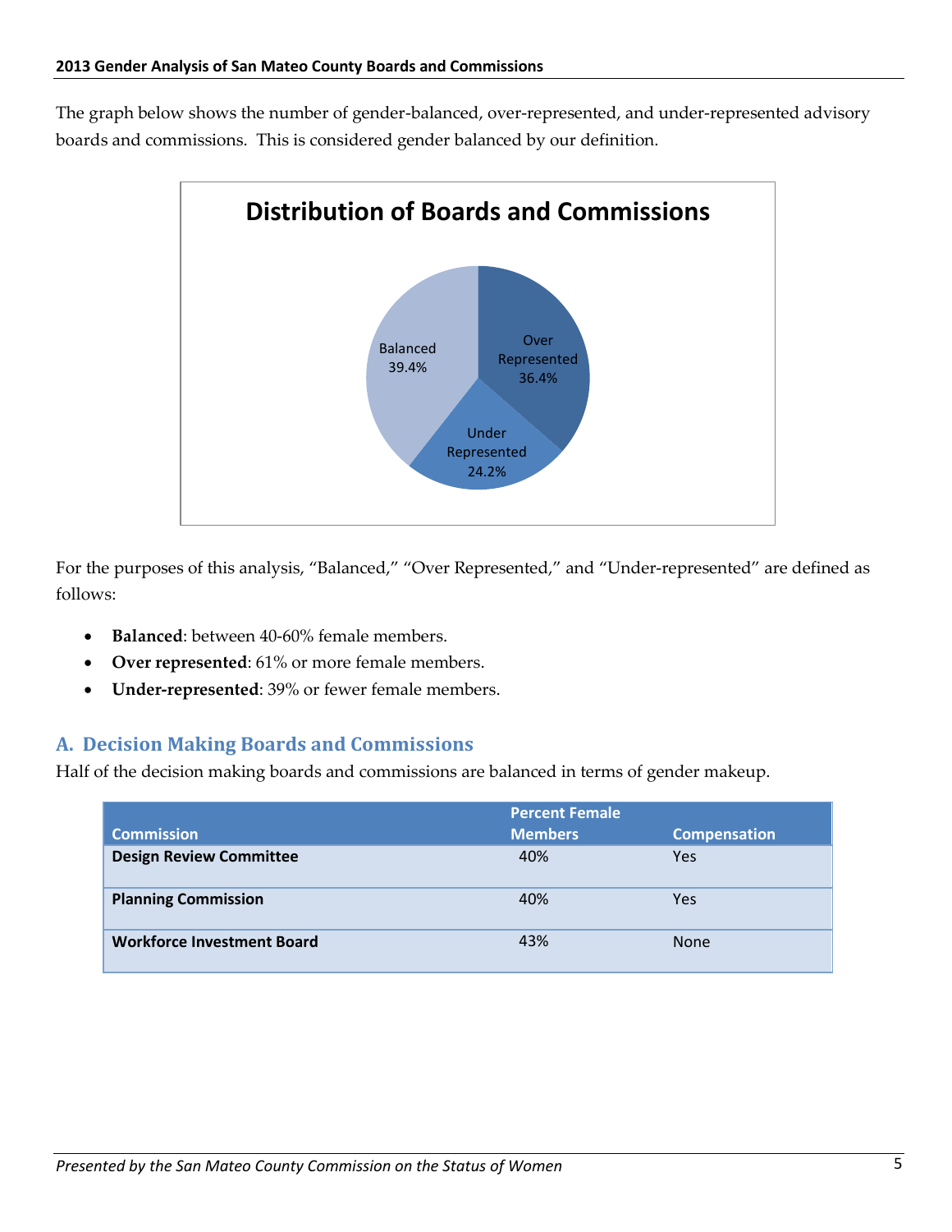The graph below shows the number of gender-balanced, over-represented, and under-represented advisory boards and commissions. This is considered gender balanced by our definition.

**Distribution of Boards and Commissions**

| Category | Percent |
| --- | --- |
| Balanced | 39.4% |
| Over Represented | 36.4% |
| Under Represented | 24.2% |

For the purposes of this analysis, "Balanced," "Over Represented," and "Under-represented" are defined as follows:

- **Balanced**: between 40-60% female members.
- **Over represented**: 61% or more female members.
- **Under-represented**: 39% or fewer female members.

## A. Decision Making Boards and Commissions

Half of the decision making boards and commissions are balanced in terms of gender makeup.

| Commission | Percent Female Members | Compensation |
| --- | --- | --- |
| **Design Review Committee** | 40% | Yes |
| **Planning Commission** | 40% | Yes |
| **Workforce Investment Board** | 43% | None |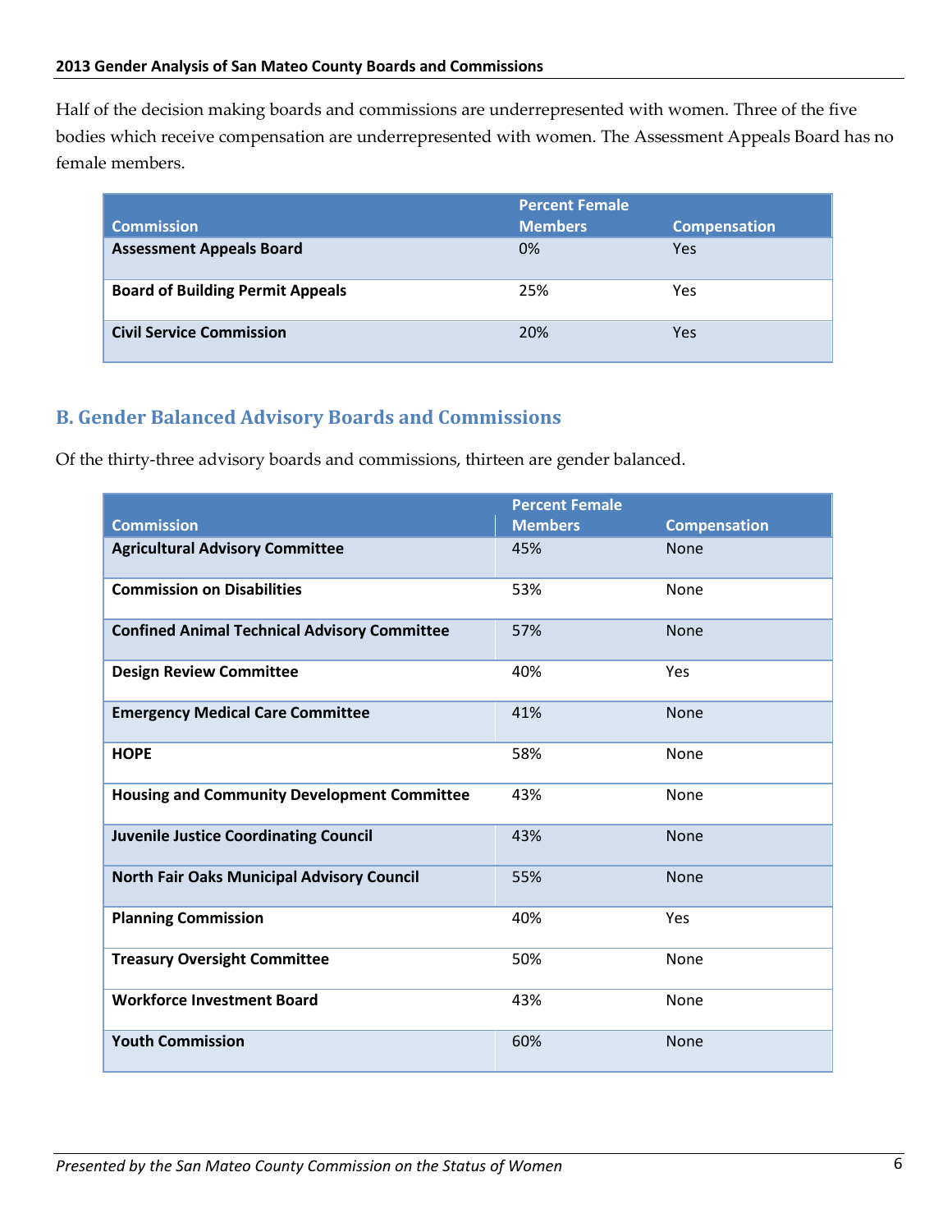Half of the decision making boards and commissions are underrepresented with women. Three of the five bodies which receive compensation are underrepresented with women. The Assessment Appeals Board has no female members.

| Commission | Percent Female Members | Compensation |
| --- | --- | --- |
| **Assessment Appeals Board** | 0% | Yes |
| **Board of Building Permit Appeals** | 25% | Yes |
| **Civil Service Commission** | 20% | Yes |

## B. Gender Balanced Advisory Boards and Commissions

Of the thirty-three advisory boards and commissions, thirteen are gender balanced.

| Commission | Percent Female Members | Compensation |
| --- | --- | --- |
| **Agricultural Advisory Committee** | 45% | None |
| **Commission on Disabilities** | 53% | None |
| **Confined Animal Technical Advisory Committee** | 57% | None |
| **Design Review Committee** | 40% | Yes |
| **Emergency Medical Care Committee** | 41% | None |
| **HOPE** | 58% | None |
| **Housing and Community Development Committee** | 43% | None |
| **Juvenile Justice Coordinating Council** | 43% | None |
| **North Fair Oaks Municipal Advisory Council** | 55% | None |
| **Planning Commission** | 40% | Yes |
| **Treasury Oversight Committee** | 50% | None |
| **Workforce Investment Board** | 43% | None |
| **Youth Commission** | 60% | None |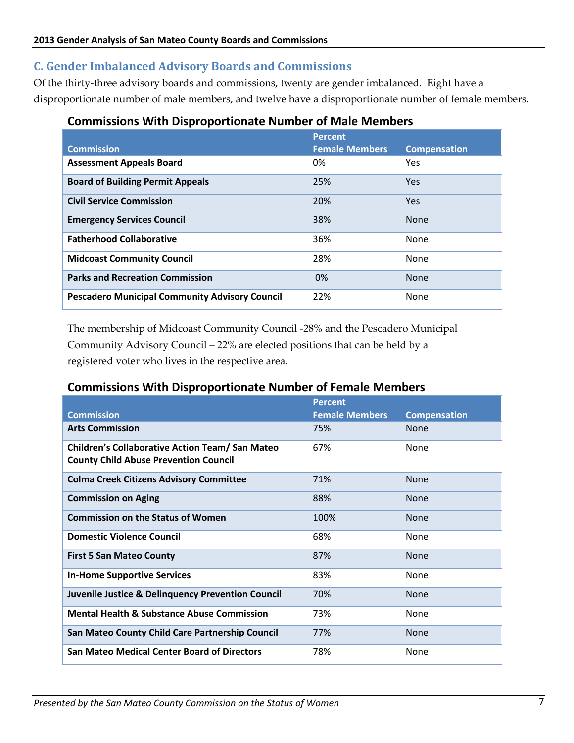## C. Gender Imbalanced Advisory Boards and Commissions

Of the thirty-three advisory boards and commissions, twenty are gender imbalanced. Eight have a disproportionate number of male members, and twelve have a disproportionate number of female members.

### Commissions With Disproportionate Number of Male Members

| Commission | Percent Female Members | Compensation |
|---|---|---|
| **Assessment Appeals Board** | 0% | Yes |
| **Board of Building Permit Appeals** | 25% | Yes |
| **Civil Service Commission** | 20% | Yes |
| **Emergency Services Council** | 38% | None |
| **Fatherhood Collaborative** | 36% | None |
| **Midcoast Community Council** | 28% | None |
| **Parks and Recreation Commission** | 0% | None |
| **Pescadero Municipal Community Advisory Council** | 22% | None |

The membership of Midcoast Community Council -28% and the Pescadero Municipal Community Advisory Council – 22% are elected positions that can be held by a registered voter who lives in the respective area.

### Commissions With Disproportionate Number of Female Members

| Commission | Percent Female Members | Compensation |
|---|---|---|
| **Arts Commission** | 75% | None |
| **Children's Collaborative Action Team/ San Mateo County Child Abuse Prevention Council** | 67% | None |
| **Colma Creek Citizens Advisory Committee** | 71% | None |
| **Commission on Aging** | 88% | None |
| **Commission on the Status of Women** | 100% | None |
| **Domestic Violence Council** | 68% | None |
| **First 5 San Mateo County** | 87% | None |
| **In-Home Supportive Services** | 83% | None |
| **Juvenile Justice & Delinquency Prevention Council** | 70% | None |
| **Mental Health & Substance Abuse Commission** | 73% | None |
| **San Mateo County Child Care Partnership Council** | 77% | None |
| **San Mateo Medical Center Board of Directors** | 78% | None |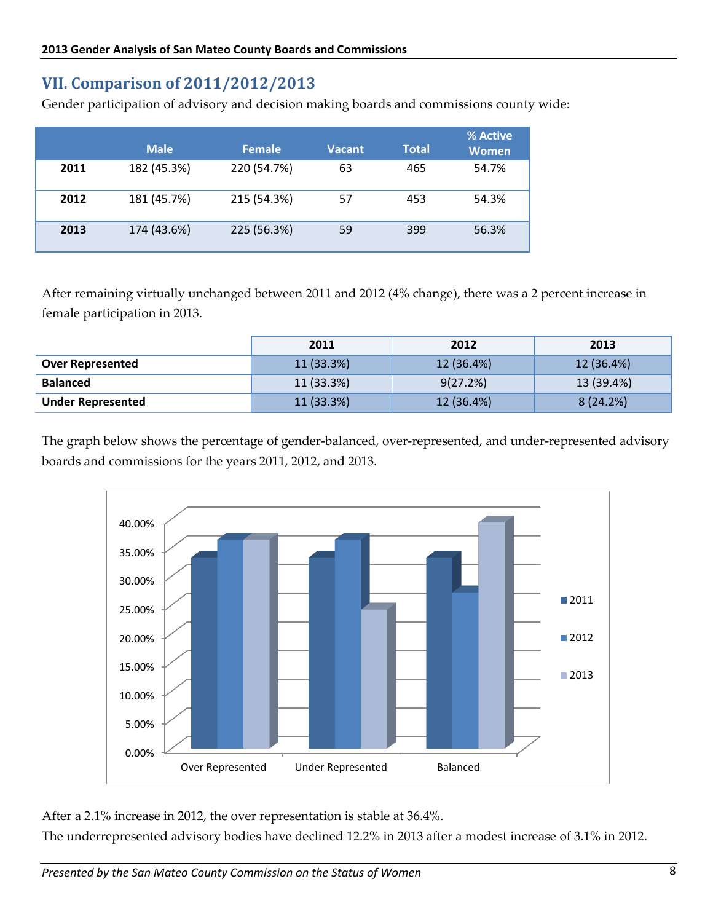## VII. Comparison of 2011/2012/2013

Gender participation of advisory and decision making boards and commissions county wide:

| | Male | Female | Vacant | Total | % Active Women |
|---|---|---|---|---|---|
| **2011** | 182 (45.3%) | 220 (54.7%) | 63 | 465 | 54.7% |
| **2012** | 181 (45.7%) | 215 (54.3%) | 57 | 453 | 54.3% |
| **2013** | 174 (43.6%) | 225 (56.3%) | 59 | 399 | 56.3% |

After remaining virtually unchanged between 2011 and 2012 (4% change), there was a 2 percent increase in female participation in 2013.

| | 2011 | 2012 | 2013 |
|---|---|---|---|
| **Over Represented** | 11 (33.3%) | 12 (36.4%) | 12 (36.4%) |
| **Balanced** | 11 (33.3%) | 9(27.2%) | 13 (39.4%) |
| **Under Represented** | 11 (33.3%) | 12 (36.4%) | 8 (24.2%) |

The graph below shows the percentage of gender-balanced, over-represented, and under-represented advisory boards and commissions for the years 2011, 2012, and 2013.

After a 2.1% increase in 2012, the over representation is stable at 36.4%.

The underrepresented advisory bodies have declined 12.2% in 2013 after a modest increase of 3.1% in 2012.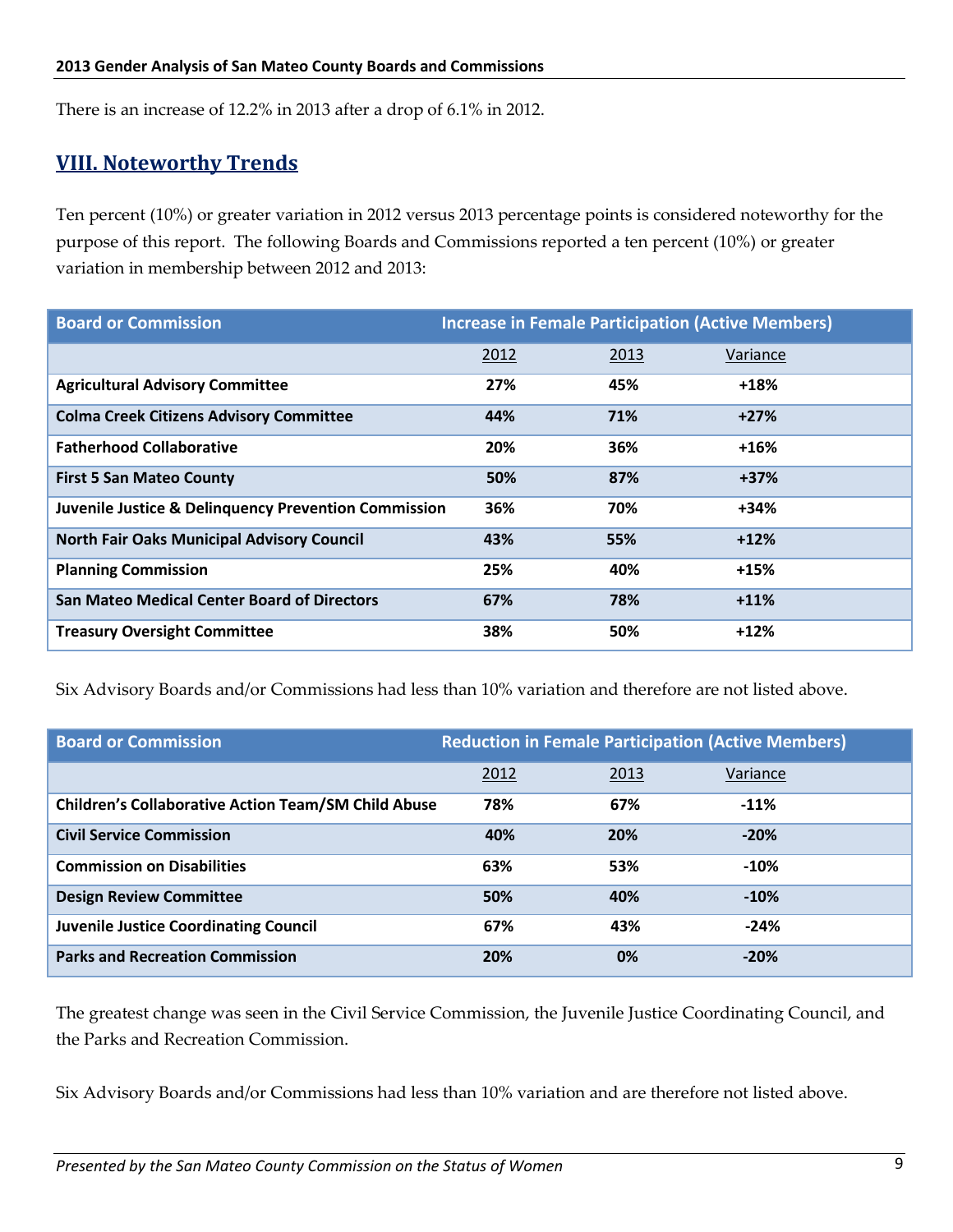There is an increase of 12.2% in 2013 after a drop of 6.1% in 2012.

## VIII. Noteworthy Trends

Ten percent (10%) or greater variation in 2012 versus 2013 percentage points is considered noteworthy for the purpose of this report. The following Boards and Commissions reported a ten percent (10%) or greater variation in membership between 2012 and 2013:

| Board or Commission | Increase in Female Participation (Active Members) | | |
|---|---|---|---|
| | 2012 | 2013 | Variance |
| **Agricultural Advisory Committee** | **27%** | **45%** | **+18%** |
| **Colma Creek Citizens Advisory Committee** | **44%** | **71%** | **+27%** |
| **Fatherhood Collaborative** | **20%** | **36%** | **+16%** |
| **First 5 San Mateo County** | **50%** | **87%** | **+37%** |
| **Juvenile Justice & Delinquency Prevention Commission** | **36%** | **70%** | **+34%** |
| **North Fair Oaks Municipal Advisory Council** | **43%** | **55%** | **+12%** |
| **Planning Commission** | **25%** | **40%** | **+15%** |
| **San Mateo Medical Center Board of Directors** | **67%** | **78%** | **+11%** |
| **Treasury Oversight Committee** | **38%** | **50%** | **+12%** |

Six Advisory Boards and/or Commissions had less than 10% variation and therefore are not listed above.

| Board or Commission | Reduction in Female Participation (Active Members) | | |
|---|---|---|---|
| | 2012 | 2013 | Variance |
| **Children's Collaborative Action Team/SM Child Abuse** | **78%** | **67%** | **-11%** |
| **Civil Service Commission** | **40%** | **20%** | **-20%** |
| **Commission on Disabilities** | **63%** | **53%** | **-10%** |
| **Design Review Committee** | **50%** | **40%** | **-10%** |
| **Juvenile Justice Coordinating Council** | **67%** | **43%** | **-24%** |
| **Parks and Recreation Commission** | **20%** | **0%** | **-20%** |

The greatest change was seen in the Civil Service Commission, the Juvenile Justice Coordinating Council, and the Parks and Recreation Commission.

Six Advisory Boards and/or Commissions had less than 10% variation and are therefore not listed above.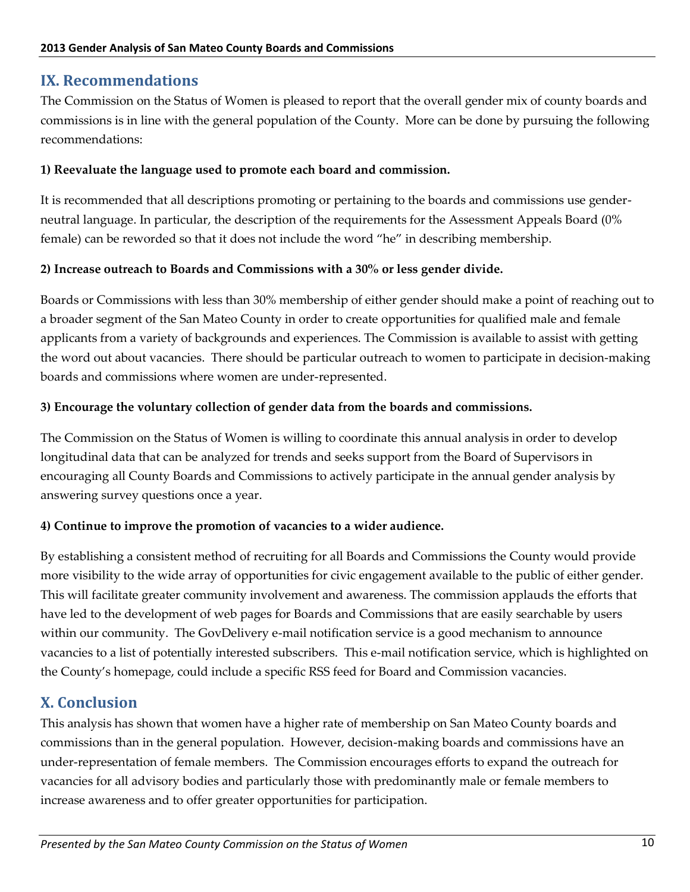## IX. Recommendations

The Commission on the Status of Women is pleased to report that the overall gender mix of county boards and commissions is in line with the general population of the County. More can be done by pursuing the following recommendations:

**1) Reevaluate the language used to promote each board and commission.**

It is recommended that all descriptions promoting or pertaining to the boards and commissions use gender-neutral language. In particular, the description of the requirements for the Assessment Appeals Board (0% female) can be reworded so that it does not include the word "he" in describing membership.

**2) Increase outreach to Boards and Commissions with a 30% or less gender divide.**

Boards or Commissions with less than 30% membership of either gender should make a point of reaching out to a broader segment of the San Mateo County in order to create opportunities for qualified male and female applicants from a variety of backgrounds and experiences. The Commission is available to assist with getting the word out about vacancies. There should be particular outreach to women to participate in decision-making boards and commissions where women are under-represented.

**3) Encourage the voluntary collection of gender data from the boards and commissions.**

The Commission on the Status of Women is willing to coordinate this annual analysis in order to develop longitudinal data that can be analyzed for trends and seeks support from the Board of Supervisors in encouraging all County Boards and Commissions to actively participate in the annual gender analysis by answering survey questions once a year.

**4) Continue to improve the promotion of vacancies to a wider audience.**

By establishing a consistent method of recruiting for all Boards and Commissions the County would provide more visibility to the wide array of opportunities for civic engagement available to the public of either gender. This will facilitate greater community involvement and awareness. The commission applauds the efforts that have led to the development of web pages for Boards and Commissions that are easily searchable by users within our community. The GovDelivery e-mail notification service is a good mechanism to announce vacancies to a list of potentially interested subscribers. This e-mail notification service, which is highlighted on the County's homepage, could include a specific RSS feed for Board and Commission vacancies.

## X. Conclusion

This analysis has shown that women have a higher rate of membership on San Mateo County boards and commissions than in the general population. However, decision-making boards and commissions have an under-representation of female members. The Commission encourages efforts to expand the outreach for vacancies for all advisory bodies and particularly those with predominantly male or female members to increase awareness and to offer greater opportunities for participation.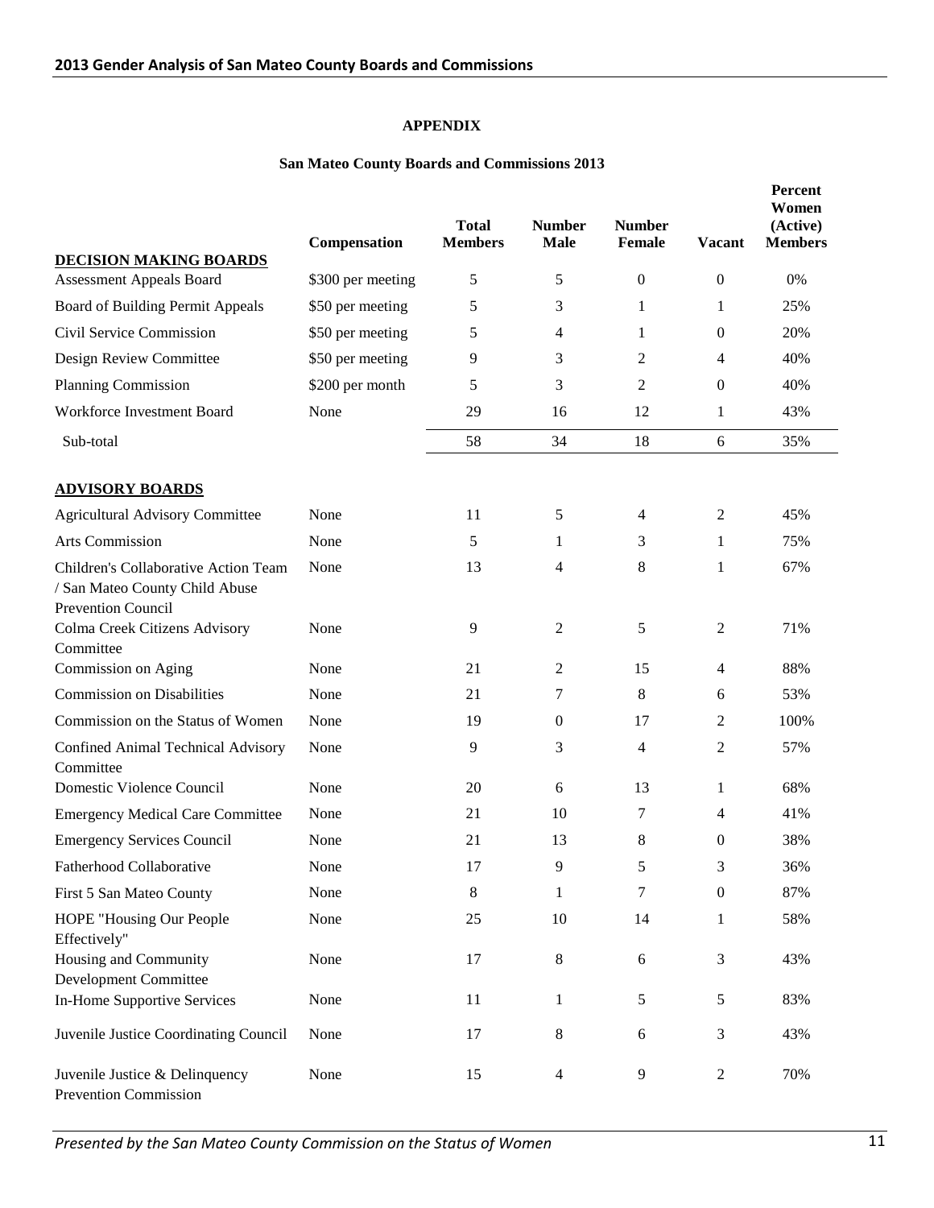**APPENDIX**

**San Mateo County Boards and Commissions 2013**

| | Compensation | Total Members | Number Male | Number Female | Vacant | Percent Women (Active) Members |
|---|---|---|---|---|---|---|
| **DECISION MAKING BOARDS** | | | | | | |
| Assessment Appeals Board | $300 per meeting | 5 | 5 | 0 | 0 | 0% |
| Board of Building Permit Appeals | $50 per meeting | 5 | 3 | 1 | 1 | 25% |
| Civil Service Commission | $50 per meeting | 5 | 4 | 1 | 0 | 20% |
| Design Review Committee | $50 per meeting | 9 | 3 | 2 | 4 | 40% |
| Planning Commission | $200 per month | 5 | 3 | 2 | 0 | 40% |
| Workforce Investment Board | None | 29 | 16 | 12 | 1 | 43% |
| Sub-total | | 58 | 34 | 18 | 6 | 35% |
| **ADVISORY BOARDS** | | | | | | |
| Agricultural Advisory Committee | None | 11 | 5 | 4 | 2 | 45% |
| Arts Commission | None | 5 | 1 | 3 | 1 | 75% |
| Children's Collaborative Action Team / San Mateo County Child Abuse Prevention Council | None | 13 | 4 | 8 | 1 | 67% |
| Colma Creek Citizens Advisory Committee | None | 9 | 2 | 5 | 2 | 71% |
| Commission on Aging | None | 21 | 2 | 15 | 4 | 88% |
| Commission on Disabilities | None | 21 | 7 | 8 | 6 | 53% |
| Commission on the Status of Women | None | 19 | 0 | 17 | 2 | 100% |
| Confined Animal Technical Advisory Committee | None | 9 | 3 | 4 | 2 | 57% |
| Domestic Violence Council | None | 20 | 6 | 13 | 1 | 68% |
| Emergency Medical Care Committee | None | 21 | 10 | 7 | 4 | 41% |
| Emergency Services Council | None | 21 | 13 | 8 | 0 | 38% |
| Fatherhood Collaborative | None | 17 | 9 | 5 | 3 | 36% |
| First 5 San Mateo County | None | 8 | 1 | 7 | 0 | 87% |
| HOPE "Housing Our People Effectively" | None | 25 | 10 | 14 | 1 | 58% |
| Housing and Community Development Committee | None | 17 | 8 | 6 | 3 | 43% |
| In-Home Supportive Services | None | 11 | 1 | 5 | 5 | 83% |
| Juvenile Justice Coordinating Council | None | 17 | 8 | 6 | 3 | 43% |
| Juvenile Justice & Delinquency Prevention Commission | None | 15 | 4 | 9 | 2 | 70% |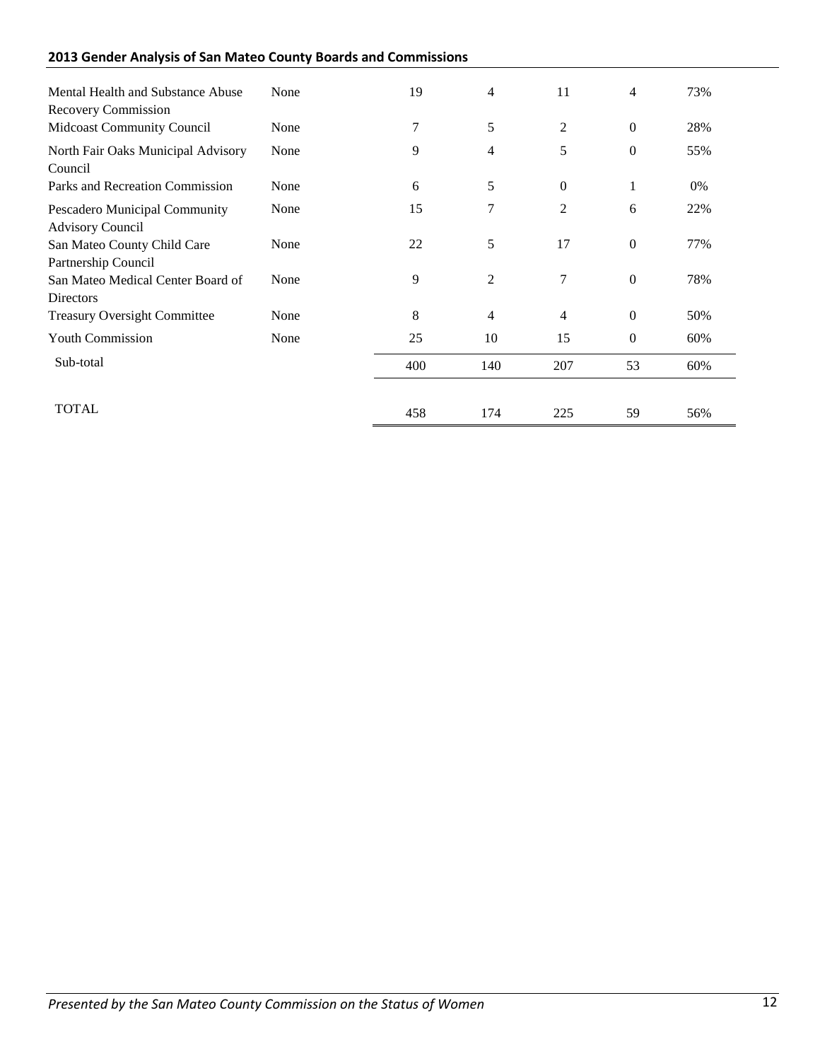| | | | | | | |
|---|---|---|---|---|---|---|
| Mental Health and Substance Abuse Recovery Commission | None | 19 | 4 | 11 | 4 | 73% |
| Midcoast Community Council | None | 7 | 5 | 2 | 0 | 28% |
| North Fair Oaks Municipal Advisory Council | None | 9 | 4 | 5 | 0 | 55% |
| Parks and Recreation Commission | None | 6 | 5 | 0 | 1 | 0% |
| Pescadero Municipal Community Advisory Council | None | 15 | 7 | 2 | 6 | 22% |
| San Mateo County Child Care Partnership Council | None | 22 | 5 | 17 | 0 | 77% |
| San Mateo Medical Center Board of Directors | None | 9 | 2 | 7 | 0 | 78% |
| Treasury Oversight Committee | None | 8 | 4 | 4 | 0 | 50% |
| Youth Commission | None | 25 | 10 | 15 | 0 | 60% |
| Sub-total | | 400 | 140 | 207 | 53 | 60% |
| TOTAL | | 458 | 174 | 225 | 59 | 56% |